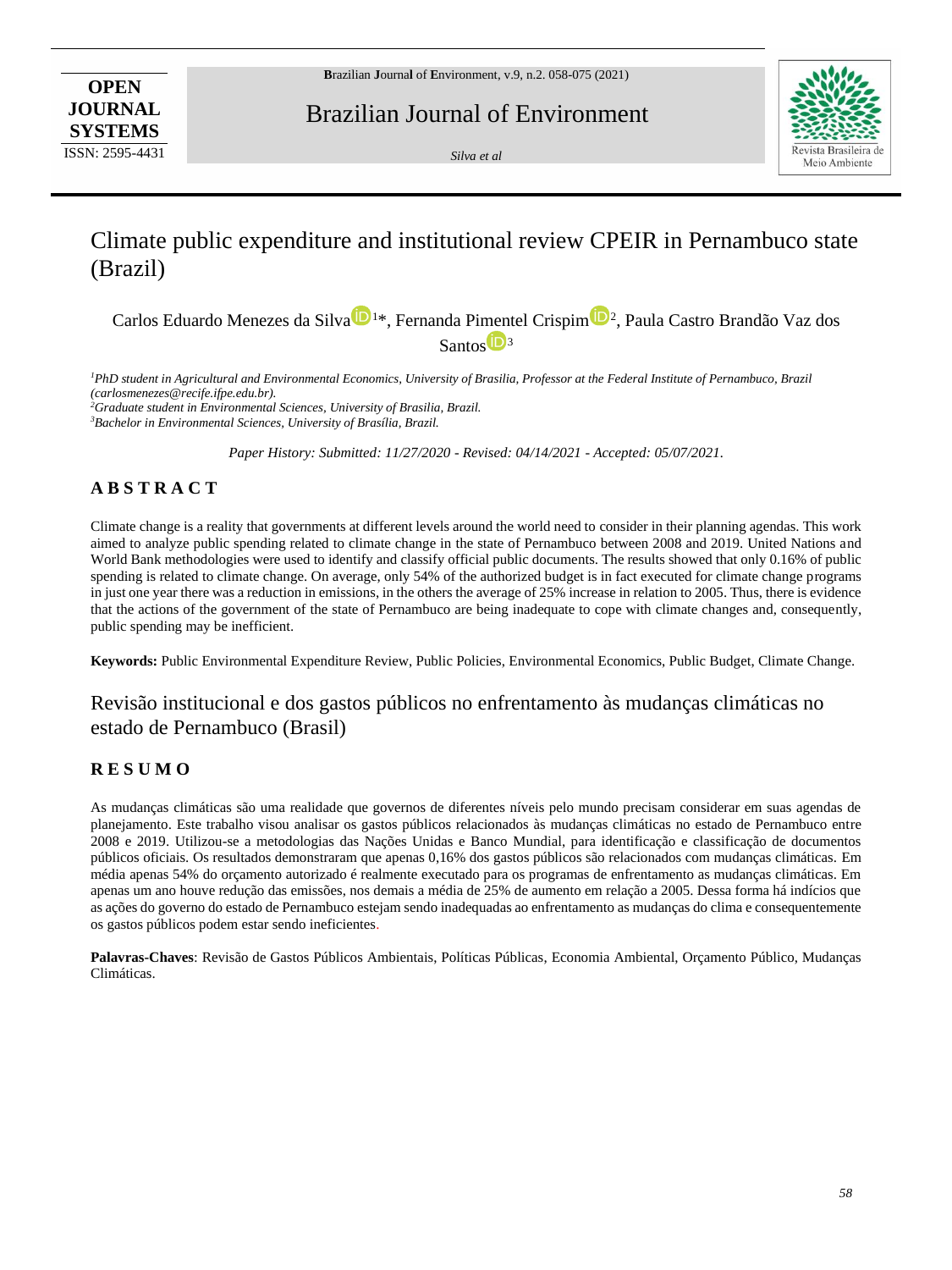# Climate public expenditure and institutional review CPEIR in Pernambuco state (Brazil)

Carlos Eduardo Menezes da Silva[1]*, Fernanda Pimentel Crispim[2], Paula Castro Brandão Vaz dos Santos[3]

*[1]PhD student in Agricultural and Environmental Economics, University of Brasilia, Professor at the Federal Institute of Pernambuco, Brazil (carlosmenezes@recife.ifpe.edu.br).*
*[2]Graduate student in Environmental Sciences, University of Brasilia, Brazil.*
*[3]Bachelor in Environmental Sciences, University of Brasília, Brazil.*

*Paper History: Submitted: 11/27/2020 - Revised: 04/14/2021 - Accepted: 05/07/2021.*

## A B S T R A C T

Climate change is a reality that governments at different levels around the world need to consider in their planning agendas. This work aimed to analyze public spending related to climate change in the state of Pernambuco between 2008 and 2019. United Nations and World Bank methodologies were used to identify and classify official public documents. The results showed that only 0.16% of public spending is related to climate change. On average, only 54% of the authorized budget is in fact executed for climate change programs in just one year there was a reduction in emissions, in the others the average of 25% increase in relation to 2005. Thus, there is evidence that the actions of the government of the state of Pernambuco are being inadequate to cope with climate changes and, consequently, public spending may be inefficient.

**Keywords:** Public Environmental Expenditure Review, Public Policies, Environmental Economics, Public Budget, Climate Change.

# Revisão institucional e dos gastos públicos no enfrentamento às mudanças climáticas no estado de Pernambuco (Brasil)

## R E S U M O

As mudanças climáticas são uma realidade que governos de diferentes níveis pelo mundo precisam considerar em suas agendas de planejamento. Este trabalho visou analisar os gastos públicos relacionados às mudanças climáticas no estado de Pernambuco entre 2008 e 2019. Utilizou-se a metodologias das Nações Unidas e Banco Mundial, para identificação e classificação de documentos públicos oficiais. Os resultados demonstraram que apenas 0,16% dos gastos públicos são relacionados com mudanças climáticas. Em média apenas 54% do orçamento autorizado é realmente executado para os programas de enfrentamento as mudanças climáticas. Em apenas um ano houve redução das emissões, nos demais a média de 25% de aumento em relação a 2005. Dessa forma há indícios que as ações do governo do estado de Pernambuco estejam sendo inadequadas ao enfrentamento as mudanças do clima e consequentemente os gastos públicos podem estar sendo ineficientes.

**Palavras-Chaves**: Revisão de Gastos Públicos Ambientais, Políticas Públicas, Economia Ambiental, Orçamento Público, Mudanças Climáticas.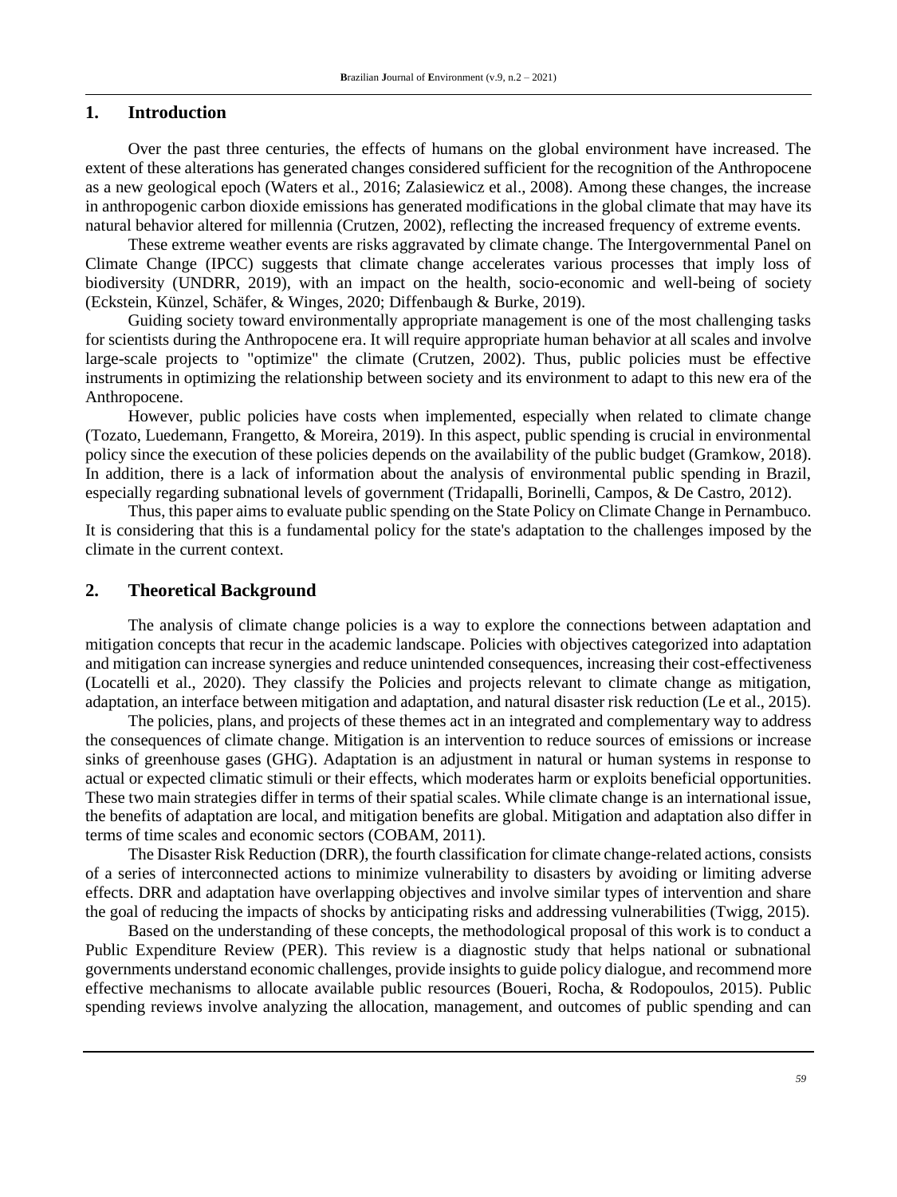## 1. Introduction

Over the past three centuries, the effects of humans on the global environment have increased. The extent of these alterations has generated changes considered sufficient for the recognition of the Anthropocene as a new geological epoch (Waters et al., 2016; Zalasiewicz et al., 2008). Among these changes, the increase in anthropogenic carbon dioxide emissions has generated modifications in the global climate that may have its natural behavior altered for millennia (Crutzen, 2002), reflecting the increased frequency of extreme events.

These extreme weather events are risks aggravated by climate change. The Intergovernmental Panel on Climate Change (IPCC) suggests that climate change accelerates various processes that imply loss of biodiversity (UNDRR, 2019), with an impact on the health, socio-economic and well-being of society (Eckstein, Künzel, Schäfer, & Winges, 2020; Diffenbaugh & Burke, 2019).

Guiding society toward environmentally appropriate management is one of the most challenging tasks for scientists during the Anthropocene era. It will require appropriate human behavior at all scales and involve large-scale projects to "optimize" the climate (Crutzen, 2002). Thus, public policies must be effective instruments in optimizing the relationship between society and its environment to adapt to this new era of the Anthropocene.

However, public policies have costs when implemented, especially when related to climate change (Tozato, Luedemann, Frangetto, & Moreira, 2019). In this aspect, public spending is crucial in environmental policy since the execution of these policies depends on the availability of the public budget (Gramkow, 2018). In addition, there is a lack of information about the analysis of environmental public spending in Brazil, especially regarding subnational levels of government (Tridapalli, Borinelli, Campos, & De Castro, 2012).

Thus, this paper aims to evaluate public spending on the State Policy on Climate Change in Pernambuco. It is considering that this is a fundamental policy for the state's adaptation to the challenges imposed by the climate in the current context.

## 2. Theoretical Background

The analysis of climate change policies is a way to explore the connections between adaptation and mitigation concepts that recur in the academic landscape. Policies with objectives categorized into adaptation and mitigation can increase synergies and reduce unintended consequences, increasing their cost-effectiveness (Locatelli et al., 2020). They classify the Policies and projects relevant to climate change as mitigation, adaptation, an interface between mitigation and adaptation, and natural disaster risk reduction (Le et al., 2015).

The policies, plans, and projects of these themes act in an integrated and complementary way to address the consequences of climate change. Mitigation is an intervention to reduce sources of emissions or increase sinks of greenhouse gases (GHG). Adaptation is an adjustment in natural or human systems in response to actual or expected climatic stimuli or their effects, which moderates harm or exploits beneficial opportunities. These two main strategies differ in terms of their spatial scales. While climate change is an international issue, the benefits of adaptation are local, and mitigation benefits are global. Mitigation and adaptation also differ in terms of time scales and economic sectors (COBAM, 2011).

The Disaster Risk Reduction (DRR), the fourth classification for climate change-related actions, consists of a series of interconnected actions to minimize vulnerability to disasters by avoiding or limiting adverse effects. DRR and adaptation have overlapping objectives and involve similar types of intervention and share the goal of reducing the impacts of shocks by anticipating risks and addressing vulnerabilities (Twigg, 2015).

Based on the understanding of these concepts, the methodological proposal of this work is to conduct a Public Expenditure Review (PER). This review is a diagnostic study that helps national or subnational governments understand economic challenges, provide insights to guide policy dialogue, and recommend more effective mechanisms to allocate available public resources (Boueri, Rocha, & Rodopoulos, 2015). Public spending reviews involve analyzing the allocation, management, and outcomes of public spending and can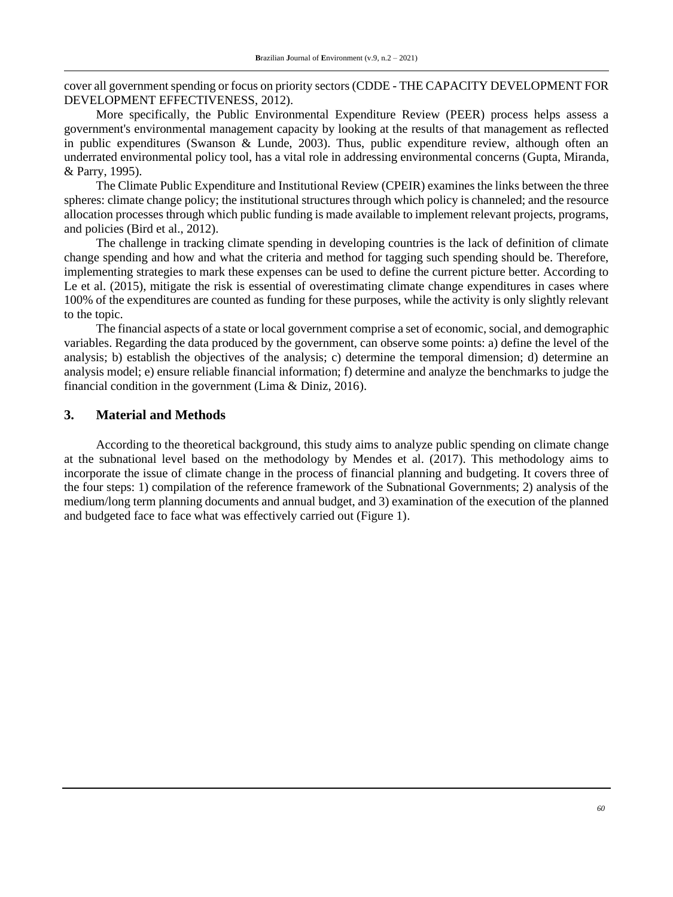cover all government spending or focus on priority sectors (CDDE - THE CAPACITY DEVELOPMENT FOR DEVELOPMENT EFFECTIVENESS, 2012).

More specifically, the Public Environmental Expenditure Review (PEER) process helps assess a government's environmental management capacity by looking at the results of that management as reflected in public expenditures (Swanson & Lunde, 2003). Thus, public expenditure review, although often an underrated environmental policy tool, has a vital role in addressing environmental concerns (Gupta, Miranda, & Parry, 1995).

The Climate Public Expenditure and Institutional Review (CPEIR) examines the links between the three spheres: climate change policy; the institutional structures through which policy is channeled; and the resource allocation processes through which public funding is made available to implement relevant projects, programs, and policies (Bird et al., 2012).

The challenge in tracking climate spending in developing countries is the lack of definition of climate change spending and how and what the criteria and method for tagging such spending should be. Therefore, implementing strategies to mark these expenses can be used to define the current picture better. According to Le et al. (2015), mitigate the risk is essential of overestimating climate change expenditures in cases where 100% of the expenditures are counted as funding for these purposes, while the activity is only slightly relevant to the topic.

The financial aspects of a state or local government comprise a set of economic, social, and demographic variables. Regarding the data produced by the government, can observe some points: a) define the level of the analysis; b) establish the objectives of the analysis; c) determine the temporal dimension; d) determine an analysis model; e) ensure reliable financial information; f) determine and analyze the benchmarks to judge the financial condition in the government (Lima & Diniz, 2016).

## 3. Material and Methods

According to the theoretical background, this study aims to analyze public spending on climate change at the subnational level based on the methodology by Mendes et al. (2017). This methodology aims to incorporate the issue of climate change in the process of financial planning and budgeting. It covers three of the four steps: 1) compilation of the reference framework of the Subnational Governments; 2) analysis of the medium/long term planning documents and annual budget, and 3) examination of the execution of the planned and budgeted face to face what was effectively carried out (Figure 1).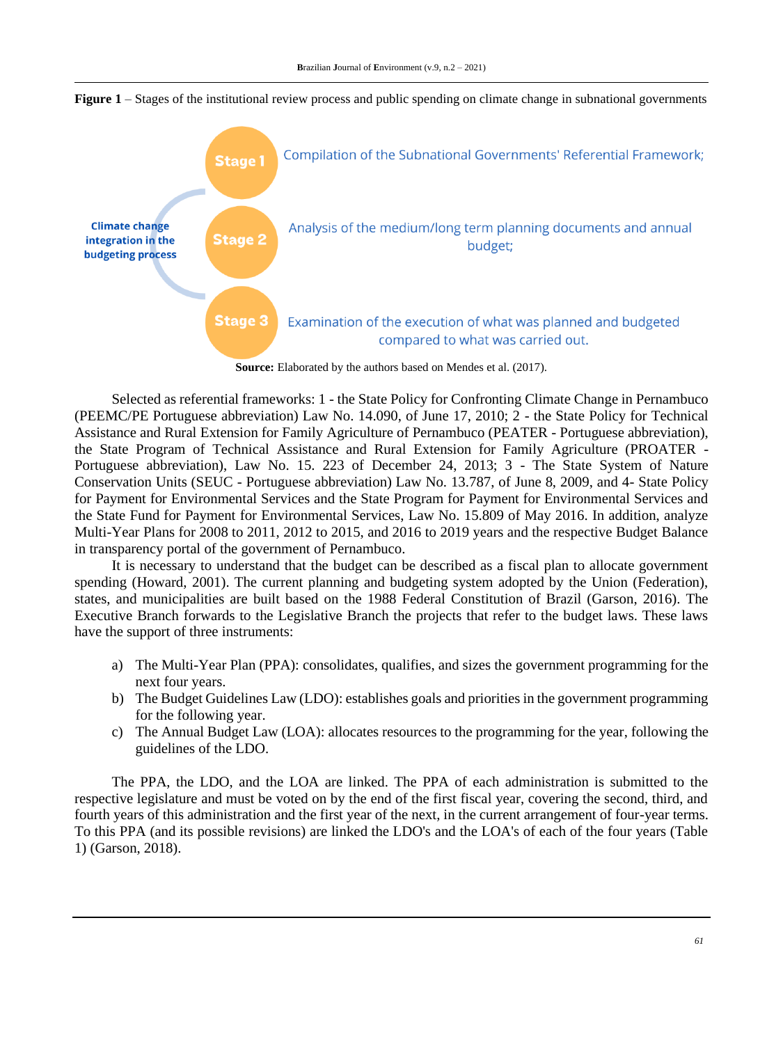**Figure 1** – Stages of the institutional review process and public spending on climate change in subnational governments

Climate change integration in the budgeting process

Stage 1 — Compilation of the Subnational Governments' Referential Framework;

Stage 2 — Analysis of the medium/long term planning documents and annual budget;

Stage 3 — Examination of the execution of what was planned and budgeted compared to what was carried out.

**Source:** Elaborated by the authors based on Mendes et al. (2017).

Selected as referential frameworks: 1 - the State Policy for Confronting Climate Change in Pernambuco (PEEMC/PE Portuguese abbreviation) Law No. 14.090, of June 17, 2010; 2 - the State Policy for Technical Assistance and Rural Extension for Family Agriculture of Pernambuco (PEATER - Portuguese abbreviation), the State Program of Technical Assistance and Rural Extension for Family Agriculture (PROATER - Portuguese abbreviation), Law No. 15. 223 of December 24, 2013; 3 - The State System of Nature Conservation Units (SEUC - Portuguese abbreviation) Law No. 13.787, of June 8, 2009, and 4- State Policy for Payment for Environmental Services and the State Program for Payment for Environmental Services and the State Fund for Payment for Environmental Services, Law No. 15.809 of May 2016. In addition, analyze Multi-Year Plans for 2008 to 2011, 2012 to 2015, and 2016 to 2019 years and the respective Budget Balance in transparency portal of the government of Pernambuco.

It is necessary to understand that the budget can be described as a fiscal plan to allocate government spending (Howard, 2001). The current planning and budgeting system adopted by the Union (Federation), states, and municipalities are built based on the 1988 Federal Constitution of Brazil (Garson, 2016). The Executive Branch forwards to the Legislative Branch the projects that refer to the budget laws. These laws have the support of three instruments:

a) The Multi-Year Plan (PPA): consolidates, qualifies, and sizes the government programming for the next four years.
b) The Budget Guidelines Law (LDO): establishes goals and priorities in the government programming for the following year.
c) The Annual Budget Law (LOA): allocates resources to the programming for the year, following the guidelines of the LDO.

The PPA, the LDO, and the LOA are linked. The PPA of each administration is submitted to the respective legislature and must be voted on by the end of the first fiscal year, covering the second, third, and fourth years of this administration and the first year of the next, in the current arrangement of four-year terms. To this PPA (and its possible revisions) are linked the LDO's and the LOA's of each of the four years (Table 1) (Garson, 2018).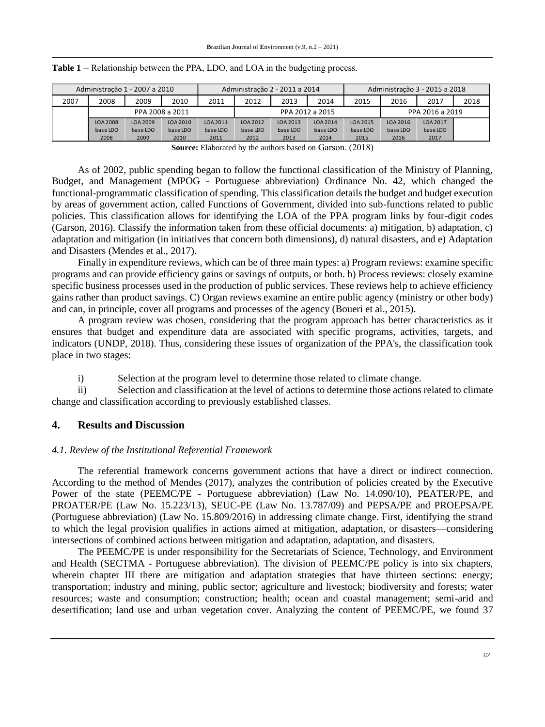**Table 1** – Relationship between the PPA, LDO, and LOA in the budgeting process.

| Administração 1 - 2007 a 2010 | | | | Administração 2 - 2011 a 2014 | | | | Administração 3 - 2015 a 2018 | | | |
|---|---|---|---|---|---|---|---|---|---|---|---|
| 2007 | 2008 | 2009 | 2010 | 2011 | 2012 | 2013 | 2014 | 2015 | 2016 | 2017 | 2018 |
| | PPA 2008 a 2011 | | | | PPA 2012 a 2015 | | | | PPA 2016 a 2019 | | |
| | LOA 2008 base LDO 2008 | LOA 2009 base LDO 2009 | LOA 2010 base LDO 2010 | LOA 2011 base LDO 2011 | LOA 2012 base LDO 2012 | LOA 2013 base LDO 2013 | LOA 2014 base LDO 2014 | LOA 2015 base LDO 2015 | LOA 2016 base LDO 2016 | LOA 2017 base LDO 2017 | |

**Source:** Elaborated by the authors based on Garson. (2018)

As of 2002, public spending began to follow the functional classification of the Ministry of Planning, Budget, and Management (MPOG - Portuguese abbreviation) Ordinance No. 42, which changed the functional-programmatic classification of spending. This classification details the budget and budget execution by areas of government action, called Functions of Government, divided into sub-functions related to public policies. This classification allows for identifying the LOA of the PPA program links by four-digit codes (Garson, 2016). Classify the information taken from these official documents: a) mitigation, b) adaptation, c) adaptation and mitigation (in initiatives that concern both dimensions), d) natural disasters, and e) Adaptation and Disasters (Mendes et al., 2017).

Finally in expenditure reviews, which can be of three main types: a) Program reviews: examine specific programs and can provide efficiency gains or savings of outputs, or both. b) Process reviews: closely examine specific business processes used in the production of public services. These reviews help to achieve efficiency gains rather than product savings. C) Organ reviews examine an entire public agency (ministry or other body) and can, in principle, cover all programs and processes of the agency (Boueri et al., 2015).

A program review was chosen, considering that the program approach has better characteristics as it ensures that budget and expenditure data are associated with specific programs, activities, targets, and indicators (UNDP, 2018). Thus, considering these issues of organization of the PPA's, the classification took place in two stages:

i) Selection at the program level to determine those related to climate change.

ii) Selection and classification at the level of actions to determine those actions related to climate change and classification according to previously established classes.

## 4. Results and Discussion

### *4.1. Review of the Institutional Referential Framework*

The referential framework concerns government actions that have a direct or indirect connection. According to the method of Mendes (2017), analyzes the contribution of policies created by the Executive Power of the state (PEEMC/PE - Portuguese abbreviation) (Law No. 14.090/10), PEATER/PE, and PROATER/PE (Law No. 15.223/13), SEUC-PE (Law No. 13.787/09) and PEPSA/PE and PROEPSA/PE (Portuguese abbreviation) (Law No. 15.809/2016) in addressing climate change. First, identifying the strand to which the legal provision qualifies in actions aimed at mitigation, adaptation, or disasters—considering intersections of combined actions between mitigation and adaptation, adaptation, and disasters.

The PEEMC/PE is under responsibility for the Secretariats of Science, Technology, and Environment and Health (SECTMA - Portuguese abbreviation). The division of PEEMC/PE policy is into six chapters, wherein chapter III there are mitigation and adaptation strategies that have thirteen sections: energy; transportation; industry and mining, public sector; agriculture and livestock; biodiversity and forests; water resources; waste and consumption; construction; health; ocean and coastal management; semi-arid and desertification; land use and urban vegetation cover. Analyzing the content of PEEMC/PE, we found 37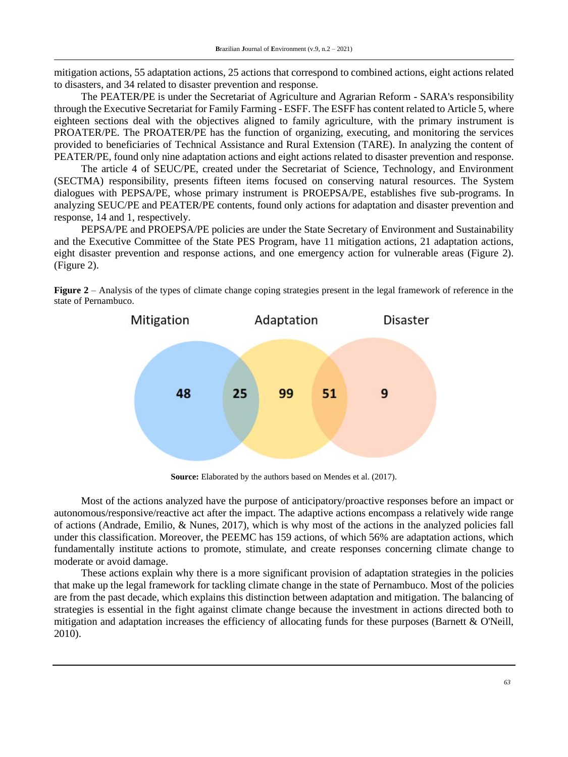mitigation actions, 55 adaptation actions, 25 actions that correspond to combined actions, eight actions related to disasters, and 34 related to disaster prevention and response.

The PEATER/PE is under the Secretariat of Agriculture and Agrarian Reform - SARA's responsibility through the Executive Secretariat for Family Farming - ESFF. The ESFF has content related to Article 5, where eighteen sections deal with the objectives aligned to family agriculture, with the primary instrument is PROATER/PE. The PROATER/PE has the function of organizing, executing, and monitoring the services provided to beneficiaries of Technical Assistance and Rural Extension (TARE). In analyzing the content of PEATER/PE, found only nine adaptation actions and eight actions related to disaster prevention and response.

The article 4 of SEUC/PE, created under the Secretariat of Science, Technology, and Environment (SECTMA) responsibility, presents fifteen items focused on conserving natural resources. The System dialogues with PEPSA/PE, whose primary instrument is PROEPSA/PE, establishes five sub-programs. In analyzing SEUC/PE and PEATER/PE contents, found only actions for adaptation and disaster prevention and response, 14 and 1, respectively.

PEPSA/PE and PROEPSA/PE policies are under the State Secretary of Environment and Sustainability and the Executive Committee of the State PES Program, have 11 mitigation actions, 21 adaptation actions, eight disaster prevention and response actions, and one emergency action for vulnerable areas (Figure 2). (Figure 2).

**Figure 2** – Analysis of the types of climate change coping strategies present in the legal framework of reference in the state of Pernambuco.

| Mitigation | Mitigation ∩ Adaptation | Adaptation | Adaptation ∩ Disaster | Disaster |
|---|---|---|---|---|
| 48 | 25 | 99 | 51 | 9 |

**Source:** Elaborated by the authors based on Mendes et al. (2017).

Most of the actions analyzed have the purpose of anticipatory/proactive responses before an impact or autonomous/responsive/reactive act after the impact. The adaptive actions encompass a relatively wide range of actions (Andrade, Emilio, & Nunes, 2017), which is why most of the actions in the analyzed policies fall under this classification. Moreover, the PEEMC has 159 actions, of which 56% are adaptation actions, which fundamentally institute actions to promote, stimulate, and create responses concerning climate change to moderate or avoid damage.

These actions explain why there is a more significant provision of adaptation strategies in the policies that make up the legal framework for tackling climate change in the state of Pernambuco. Most of the policies are from the past decade, which explains this distinction between adaptation and mitigation. The balancing of strategies is essential in the fight against climate change because the investment in actions directed both to mitigation and adaptation increases the efficiency of allocating funds for these purposes (Barnett & O'Neill, 2010).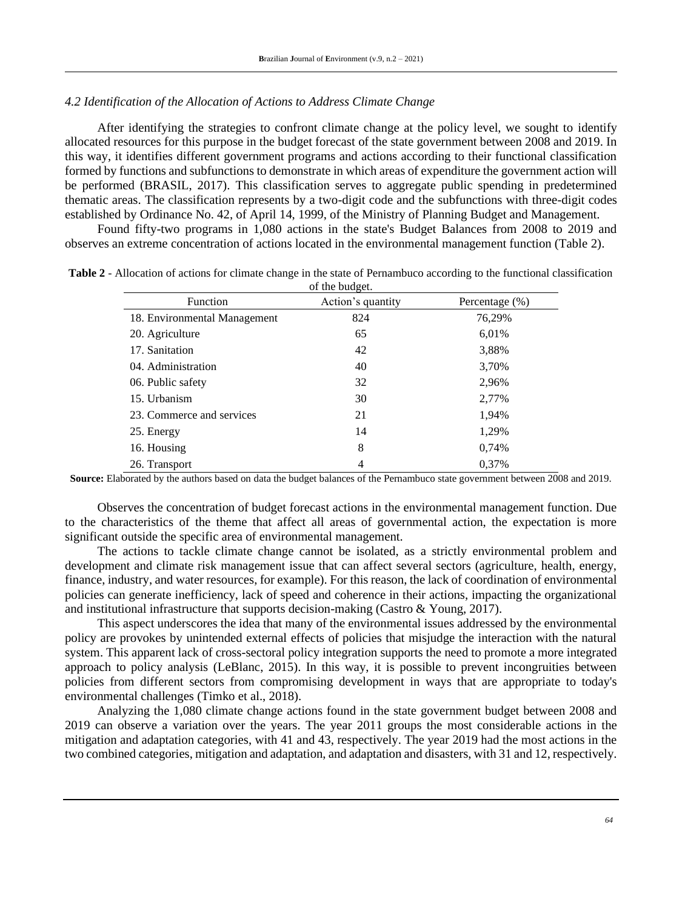### *4.2 Identification of the Allocation of Actions to Address Climate Change*

After identifying the strategies to confront climate change at the policy level, we sought to identify allocated resources for this purpose in the budget forecast of the state government between 2008 and 2019. In this way, it identifies different government programs and actions according to their functional classification formed by functions and subfunctions to demonstrate in which areas of expenditure the government action will be performed (BRASIL, 2017). This classification serves to aggregate public spending in predetermined thematic areas. The classification represents by a two-digit code and the subfunctions with three-digit codes established by Ordinance No. 42, of April 14, 1999, of the Ministry of Planning Budget and Management.

Found fifty-two programs in 1,080 actions in the state's Budget Balances from 2008 to 2019 and observes an extreme concentration of actions located in the environmental management function (Table 2).

**Table 2** - Allocation of actions for climate change in the state of Pernambuco according to the functional classification of the budget.

| Function | Action's quantity | Percentage (%) |
|---|---|---|
| 18. Environmental Management | 824 | 76,29% |
| 20. Agriculture | 65 | 6,01% |
| 17. Sanitation | 42 | 3,88% |
| 04. Administration | 40 | 3,70% |
| 06. Public safety | 32 | 2,96% |
| 15. Urbanism | 30 | 2,77% |
| 23. Commerce and services | 21 | 1,94% |
| 25. Energy | 14 | 1,29% |
| 16. Housing | 8 | 0,74% |
| 26. Transport | 4 | 0,37% |

**Source:** Elaborated by the authors based on data the budget balances of the Pernambuco state government between 2008 and 2019.

Observes the concentration of budget forecast actions in the environmental management function. Due to the characteristics of the theme that affect all areas of governmental action, the expectation is more significant outside the specific area of environmental management.

The actions to tackle climate change cannot be isolated, as a strictly environmental problem and development and climate risk management issue that can affect several sectors (agriculture, health, energy, finance, industry, and water resources, for example). For this reason, the lack of coordination of environmental policies can generate inefficiency, lack of speed and coherence in their actions, impacting the organizational and institutional infrastructure that supports decision-making (Castro & Young, 2017).

This aspect underscores the idea that many of the environmental issues addressed by the environmental policy are provokes by unintended external effects of policies that misjudge the interaction with the natural system. This apparent lack of cross-sectoral policy integration supports the need to promote a more integrated approach to policy analysis (LeBlanc, 2015). In this way, it is possible to prevent incongruities between policies from different sectors from compromising development in ways that are appropriate to today's environmental challenges (Timko et al., 2018).

Analyzing the 1,080 climate change actions found in the state government budget between 2008 and 2019 can observe a variation over the years. The year 2011 groups the most considerable actions in the mitigation and adaptation categories, with 41 and 43, respectively. The year 2019 had the most actions in the two combined categories, mitigation and adaptation, and adaptation and disasters, with 31 and 12, respectively.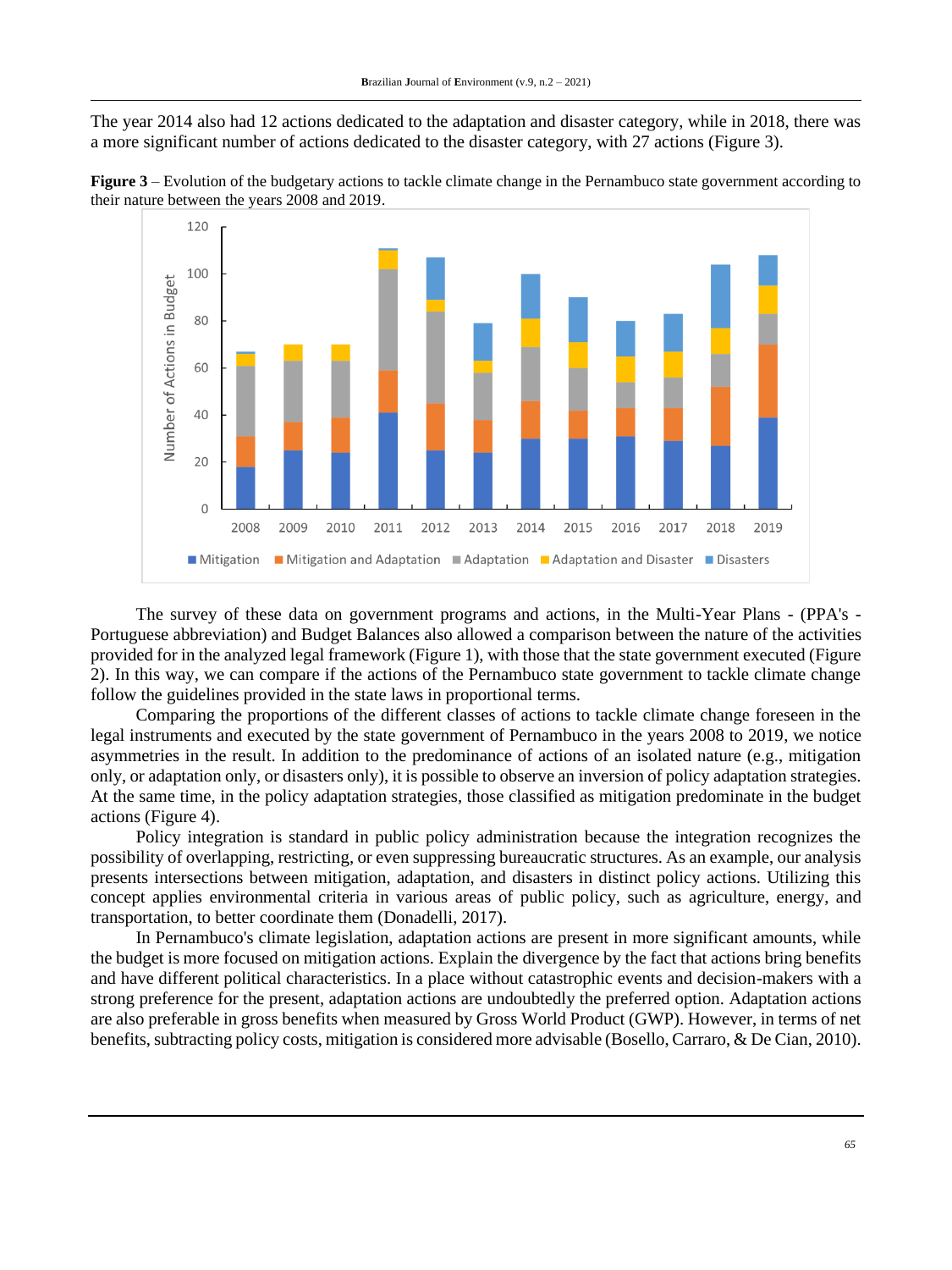The year 2014 also had 12 actions dedicated to the adaptation and disaster category, while in 2018, there was a more significant number of actions dedicated to the disaster category, with 27 actions (Figure 3).

**Figure 3** – Evolution of the budgetary actions to tackle climate change in the Pernambuco state government according to their nature between the years 2008 and 2019.

The survey of these data on government programs and actions, in the Multi-Year Plans - (PPA's - Portuguese abbreviation) and Budget Balances also allowed a comparison between the nature of the activities provided for in the analyzed legal framework (Figure 1), with those that the state government executed (Figure 2). In this way, we can compare if the actions of the Pernambuco state government to tackle climate change follow the guidelines provided in the state laws in proportional terms.

Comparing the proportions of the different classes of actions to tackle climate change foreseen in the legal instruments and executed by the state government of Pernambuco in the years 2008 to 2019, we notice asymmetries in the result. In addition to the predominance of actions of an isolated nature (e.g., mitigation only, or adaptation only, or disasters only), it is possible to observe an inversion of policy adaptation strategies. At the same time, in the policy adaptation strategies, those classified as mitigation predominate in the budget actions (Figure 4).

Policy integration is standard in public policy administration because the integration recognizes the possibility of overlapping, restricting, or even suppressing bureaucratic structures. As an example, our analysis presents intersections between mitigation, adaptation, and disasters in distinct policy actions. Utilizing this concept applies environmental criteria in various areas of public policy, such as agriculture, energy, and transportation, to better coordinate them (Donadelli, 2017).

In Pernambuco's climate legislation, adaptation actions are present in more significant amounts, while the budget is more focused on mitigation actions. Explain the divergence by the fact that actions bring benefits and have different political characteristics. In a place without catastrophic events and decision-makers with a strong preference for the present, adaptation actions are undoubtedly the preferred option. Adaptation actions are also preferable in gross benefits when measured by Gross World Product (GWP). However, in terms of net benefits, subtracting policy costs, mitigation is considered more advisable (Bosello, Carraro, & De Cian, 2010).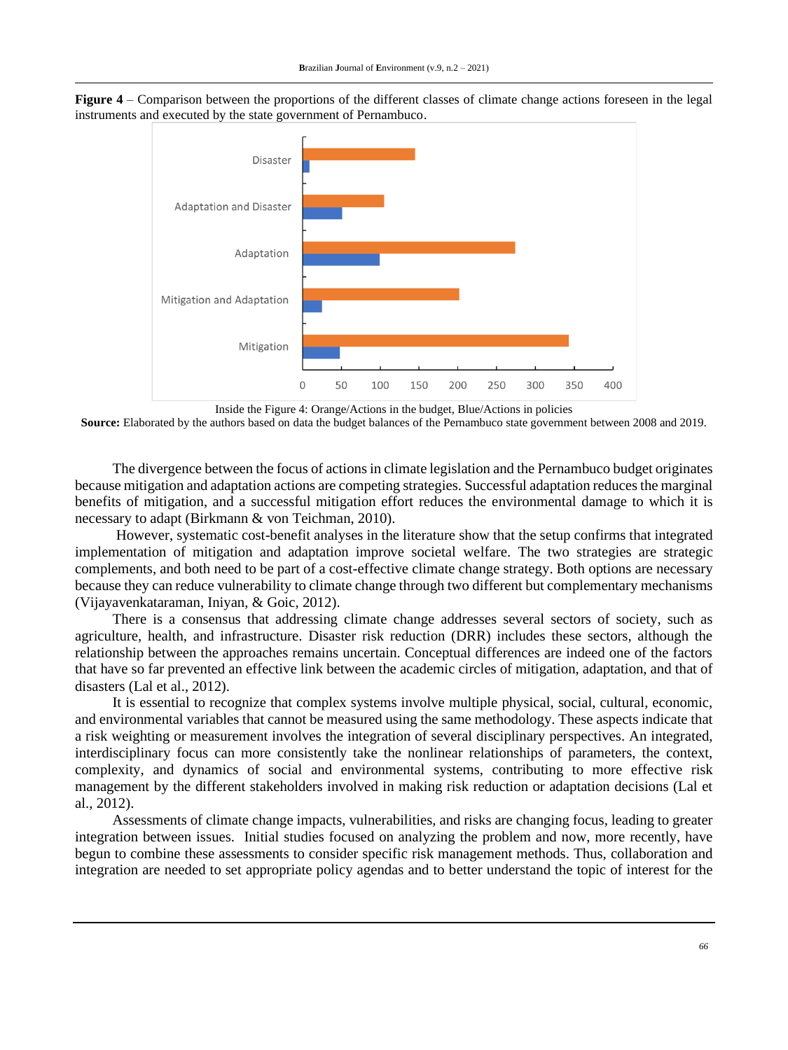**Figure 4** – Comparison between the proportions of the different classes of climate change actions foreseen in the legal instruments and executed by the state government of Pernambuco.

Inside the Figure 4: Orange/Actions in the budget, Blue/Actions in policies

**Source:** Elaborated by the authors based on data the budget balances of the Pernambuco state government between 2008 and 2019.

The divergence between the focus of actions in climate legislation and the Pernambuco budget originates because mitigation and adaptation actions are competing strategies. Successful adaptation reduces the marginal benefits of mitigation, and a successful mitigation effort reduces the environmental damage to which it is necessary to adapt (Birkmann & von Teichman, 2010).

However, systematic cost-benefit analyses in the literature show that the setup confirms that integrated implementation of mitigation and adaptation improve societal welfare. The two strategies are strategic complements, and both need to be part of a cost-effective climate change strategy. Both options are necessary because they can reduce vulnerability to climate change through two different but complementary mechanisms (Vijayavenkataraman, Iniyan, & Goic, 2012).

There is a consensus that addressing climate change addresses several sectors of society, such as agriculture, health, and infrastructure. Disaster risk reduction (DRR) includes these sectors, although the relationship between the approaches remains uncertain. Conceptual differences are indeed one of the factors that have so far prevented an effective link between the academic circles of mitigation, adaptation, and that of disasters (Lal et al., 2012).

It is essential to recognize that complex systems involve multiple physical, social, cultural, economic, and environmental variables that cannot be measured using the same methodology. These aspects indicate that a risk weighting or measurement involves the integration of several disciplinary perspectives. An integrated, interdisciplinary focus can more consistently take the nonlinear relationships of parameters, the context, complexity, and dynamics of social and environmental systems, contributing to more effective risk management by the different stakeholders involved in making risk reduction or adaptation decisions (Lal et al., 2012).

Assessments of climate change impacts, vulnerabilities, and risks are changing focus, leading to greater integration between issues. Initial studies focused on analyzing the problem and now, more recently, have begun to combine these assessments to consider specific risk management methods. Thus, collaboration and integration are needed to set appropriate policy agendas and to better understand the topic of interest for the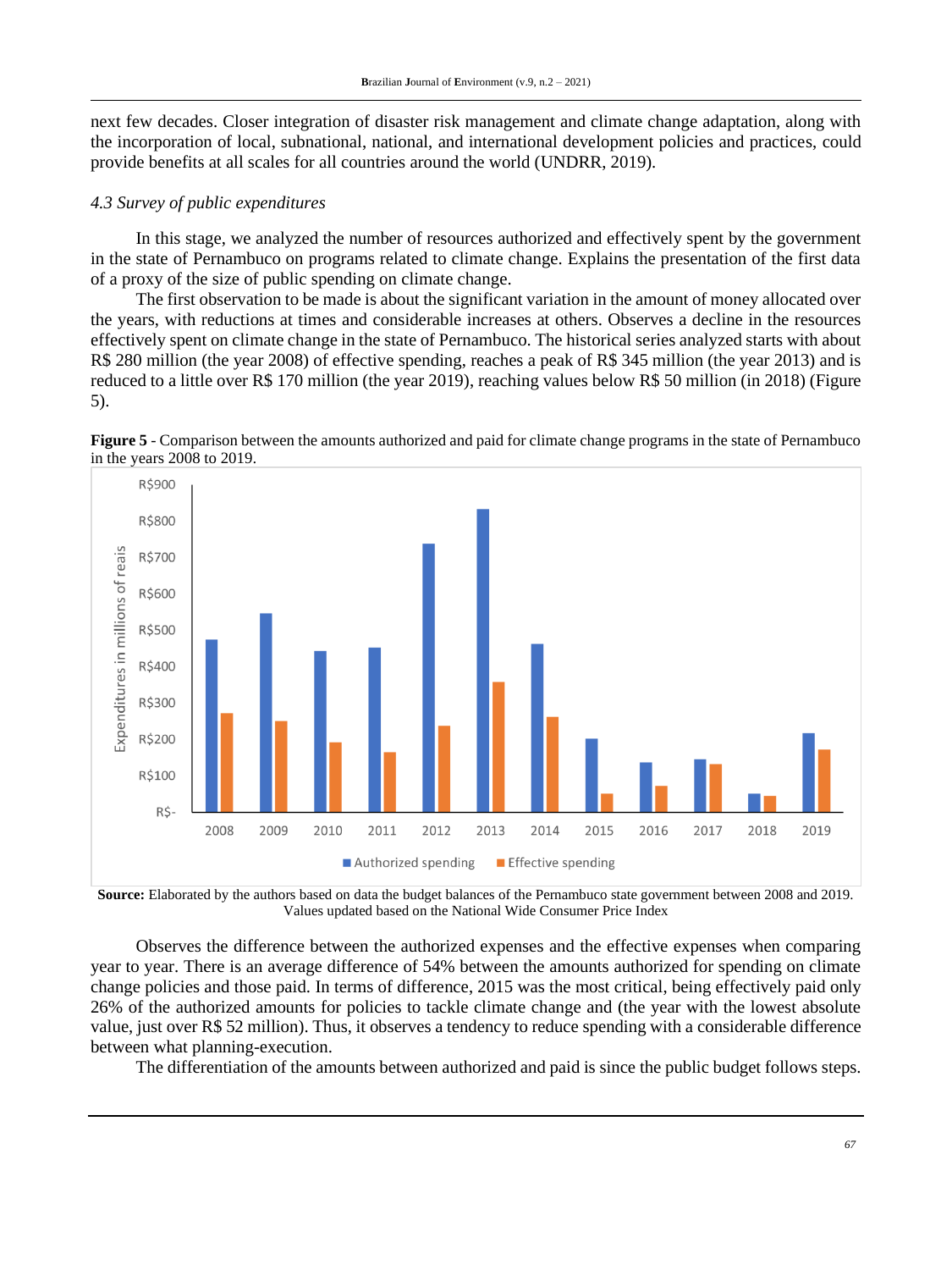next few decades. Closer integration of disaster risk management and climate change adaptation, along with the incorporation of local, subnational, national, and international development policies and practices, could provide benefits at all scales for all countries around the world (UNDRR, 2019).

### *4.3 Survey of public expenditures*

In this stage, we analyzed the number of resources authorized and effectively spent by the government in the state of Pernambuco on programs related to climate change. Explains the presentation of the first data of a proxy of the size of public spending on climate change.

The first observation to be made is about the significant variation in the amount of money allocated over the years, with reductions at times and considerable increases at others. Observes a decline in the resources effectively spent on climate change in the state of Pernambuco. The historical series analyzed starts with about R$ 280 million (the year 2008) of effective spending, reaches a peak of R$ 345 million (the year 2013) and is reduced to a little over R$ 170 million (the year 2019), reaching values below R$ 50 million (in 2018) (Figure 5).

**Figure 5** - Comparison between the amounts authorized and paid for climate change programs in the state of Pernambuco in the years 2008 to 2019.

**Source:** Elaborated by the authors based on data the budget balances of the Pernambuco state government between 2008 and 2019. Values updated based on the National Wide Consumer Price Index

Observes the difference between the authorized expenses and the effective expenses when comparing year to year. There is an average difference of 54% between the amounts authorized for spending on climate change policies and those paid. In terms of difference, 2015 was the most critical, being effectively paid only 26% of the authorized amounts for policies to tackle climate change and (the year with the lowest absolute value, just over R$ 52 million). Thus, it observes a tendency to reduce spending with a considerable difference between what planning-execution.

The differentiation of the amounts between authorized and paid is since the public budget follows steps.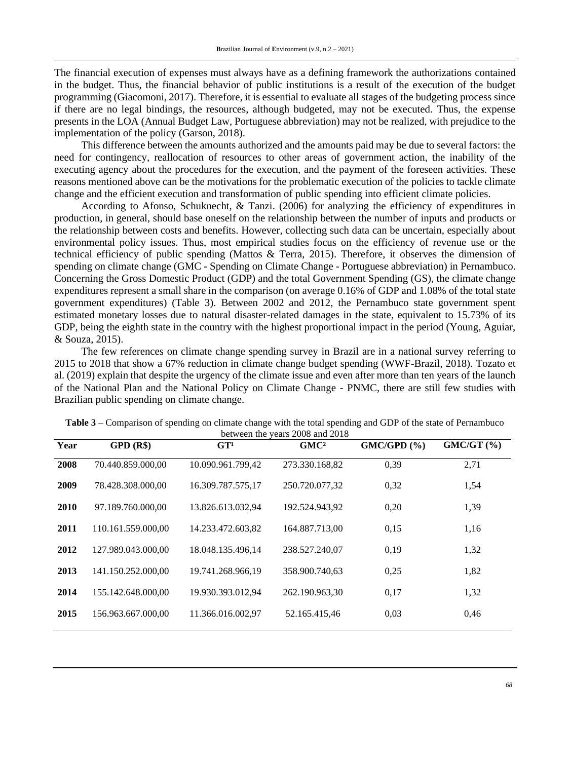The financial execution of expenses must always have as a defining framework the authorizations contained in the budget. Thus, the financial behavior of public institutions is a result of the execution of the budget programming (Giacomoni, 2017). Therefore, it is essential to evaluate all stages of the budgeting process since if there are no legal bindings, the resources, although budgeted, may not be executed. Thus, the expense presents in the LOA (Annual Budget Law, Portuguese abbreviation) may not be realized, with prejudice to the implementation of the policy (Garson, 2018).

This difference between the amounts authorized and the amounts paid may be due to several factors: the need for contingency, reallocation of resources to other areas of government action, the inability of the executing agency about the procedures for the execution, and the payment of the foreseen activities. These reasons mentioned above can be the motivations for the problematic execution of the policies to tackle climate change and the efficient execution and transformation of public spending into efficient climate policies.

According to Afonso, Schuknecht, & Tanzi. (2006) for analyzing the efficiency of expenditures in production, in general, should base oneself on the relationship between the number of inputs and products or the relationship between costs and benefits. However, collecting such data can be uncertain, especially about environmental policy issues. Thus, most empirical studies focus on the efficiency of revenue use or the technical efficiency of public spending (Mattos & Terra, 2015). Therefore, it observes the dimension of spending on climate change (GMC - Spending on Climate Change - Portuguese abbreviation) in Pernambuco. Concerning the Gross Domestic Product (GDP) and the total Government Spending (GS), the climate change expenditures represent a small share in the comparison (on average 0.16% of GDP and 1.08% of the total state government expenditures) (Table 3). Between 2002 and 2012, the Pernambuco state government spent estimated monetary losses due to natural disaster-related damages in the state, equivalent to 15.73% of its GDP, being the eighth state in the country with the highest proportional impact in the period (Young, Aguiar, & Souza, 2015).

The few references on climate change spending survey in Brazil are in a national survey referring to 2015 to 2018 that show a 67% reduction in climate change budget spending (WWF-Brazil, 2018). Tozato et al. (2019) explain that despite the urgency of the climate issue and even after more than ten years of the launch of the National Plan and the National Policy on Climate Change - PNMC, there are still few studies with Brazilian public spending on climate change.

**Table 3** – Comparison of spending on climate change with the total spending and GDP of the state of Pernambuco between the years 2008 and 2018

| Year | GPD (R$) | GT[1] | GMC[2] | GMC/GPD (%) | GMC/GT (%) |
|---|---|---|---|---|---|
| **2008** | 70.440.859.000,00 | 10.090.961.799,42 | 273.330.168,82 | 0,39 | 2,71 |
| **2009** | 78.428.308.000,00 | 16.309.787.575,17 | 250.720.077,32 | 0,32 | 1,54 |
| **2010** | 97.189.760.000,00 | 13.826.613.032,94 | 192.524.943,92 | 0,20 | 1,39 |
| **2011** | 110.161.559.000,00 | 14.233.472.603,82 | 164.887.713,00 | 0,15 | 1,16 |
| **2012** | 127.989.043.000,00 | 18.048.135.496,14 | 238.527.240,07 | 0,19 | 1,32 |
| **2013** | 141.150.252.000,00 | 19.741.268.966,19 | 358.900.740,63 | 0,25 | 1,82 |
| **2014** | 155.142.648.000,00 | 19.930.393.012,94 | 262.190.963,30 | 0,17 | 1,32 |
| **2015** | 156.963.667.000,00 | 11.366.016.002,97 | 52.165.415,46 | 0,03 | 0,46 |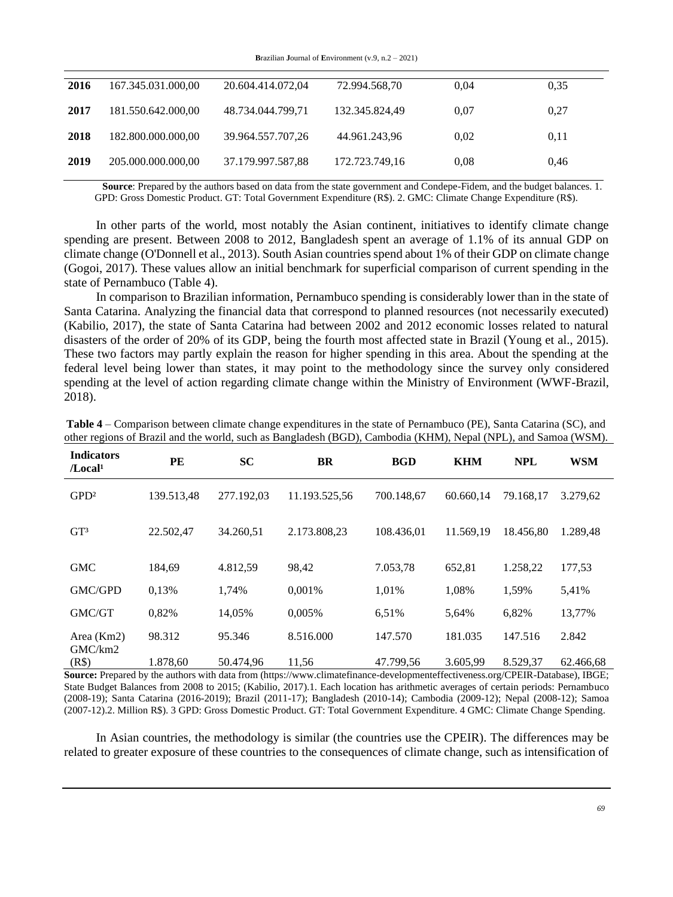| 2016 | 167.345.031.000,00 | 20.604.414.072,04 | 72.994.568,70 | 0,04 | 0,35 |
|---|---|---|---|---|---|
| **2017** | 181.550.642.000,00 | 48.734.044.799,71 | 132.345.824,49 | 0,07 | 0,27 |
| **2018** | 182.800.000.000,00 | 39.964.557.707,26 | 44.961.243,96 | 0,02 | 0,11 |
| **2019** | 205.000.000.000,00 | 37.179.997.587,88 | 172.723.749,16 | 0,08 | 0,46 |

**Source**: Prepared by the authors based on data from the state government and Condepe-Fidem, and the budget balances. 1. GPD: Gross Domestic Product. GT: Total Government Expenditure (R$). 2. GMC: Climate Change Expenditure (R$).

In other parts of the world, most notably the Asian continent, initiatives to identify climate change spending are present. Between 2008 to 2012, Bangladesh spent an average of 1.1% of its annual GDP on climate change (O'Donnell et al., 2013). South Asian countries spend about 1% of their GDP on climate change (Gogoi, 2017). These values allow an initial benchmark for superficial comparison of current spending in the state of Pernambuco (Table 4).

In comparison to Brazilian information, Pernambuco spending is considerably lower than in the state of Santa Catarina. Analyzing the financial data that correspond to planned resources (not necessarily executed) (Kabilio, 2017), the state of Santa Catarina had between 2002 and 2012 economic losses related to natural disasters of the order of 20% of its GDP, being the fourth most affected state in Brazil (Young et al., 2015). These two factors may partly explain the reason for higher spending in this area. About the spending at the federal level being lower than states, it may point to the methodology since the survey only considered spending at the level of action regarding climate change within the Ministry of Environment (WWF-Brazil, 2018).

**Table 4** – Comparison between climate change expenditures in the state of Pernambuco (PE), Santa Catarina (SC), and other regions of Brazil and the world, such as Bangladesh (BGD), Cambodia (KHM), Nepal (NPL), and Samoa (WSM).

| Indicators /Local[1] | PE | SC | BR | BGD | KHM | NPL | WSM |
|---|---|---|---|---|---|---|---|
| GPD[2] | 139.513,48 | 277.192,03 | 11.193.525,56 | 700.148,67 | 60.660,14 | 79.168,17 | 3.279,62 |
| GT[3] | 22.502,47 | 34.260,51 | 2.173.808,23 | 108.436,01 | 11.569,19 | 18.456,80 | 1.289,48 |
| GMC | 184,69 | 4.812,59 | 98,42 | 7.053,78 | 652,81 | 1.258,22 | 177,53 |
| GMC/GPD | 0,13% | 1,74% | 0,001% | 1,01% | 1,08% | 1,59% | 5,41% |
| GMC/GT | 0,82% | 14,05% | 0,005% | 6,51% | 5,64% | 6,82% | 13,77% |
| Area (Km2) | 98.312 | 95.346 | 8.516.000 | 147.570 | 181.035 | 147.516 | 2.842 |
| GMC/km2 (R$) | 1.878,60 | 50.474,96 | 11,56 | 47.799,56 | 3.605,99 | 8.529,37 | 62.466,68 |

**Source:** Prepared by the authors with data from (https://www.climatefinance-developmenteffectiveness.org/CPEIR-Database), IBGE; State Budget Balances from 2008 to 2015; (Kabilio, 2017).1. Each location has arithmetic averages of certain periods: Pernambuco (2008-19); Santa Catarina (2016-2019); Brazil (2011-17); Bangladesh (2010-14); Cambodia (2009-12); Nepal (2008-12); Samoa (2007-12).2. Million R$). 3 GPD: Gross Domestic Product. GT: Total Government Expenditure. 4 GMC: Climate Change Spending.

In Asian countries, the methodology is similar (the countries use the CPEIR). The differences may be related to greater exposure of these countries to the consequences of climate change, such as intensification of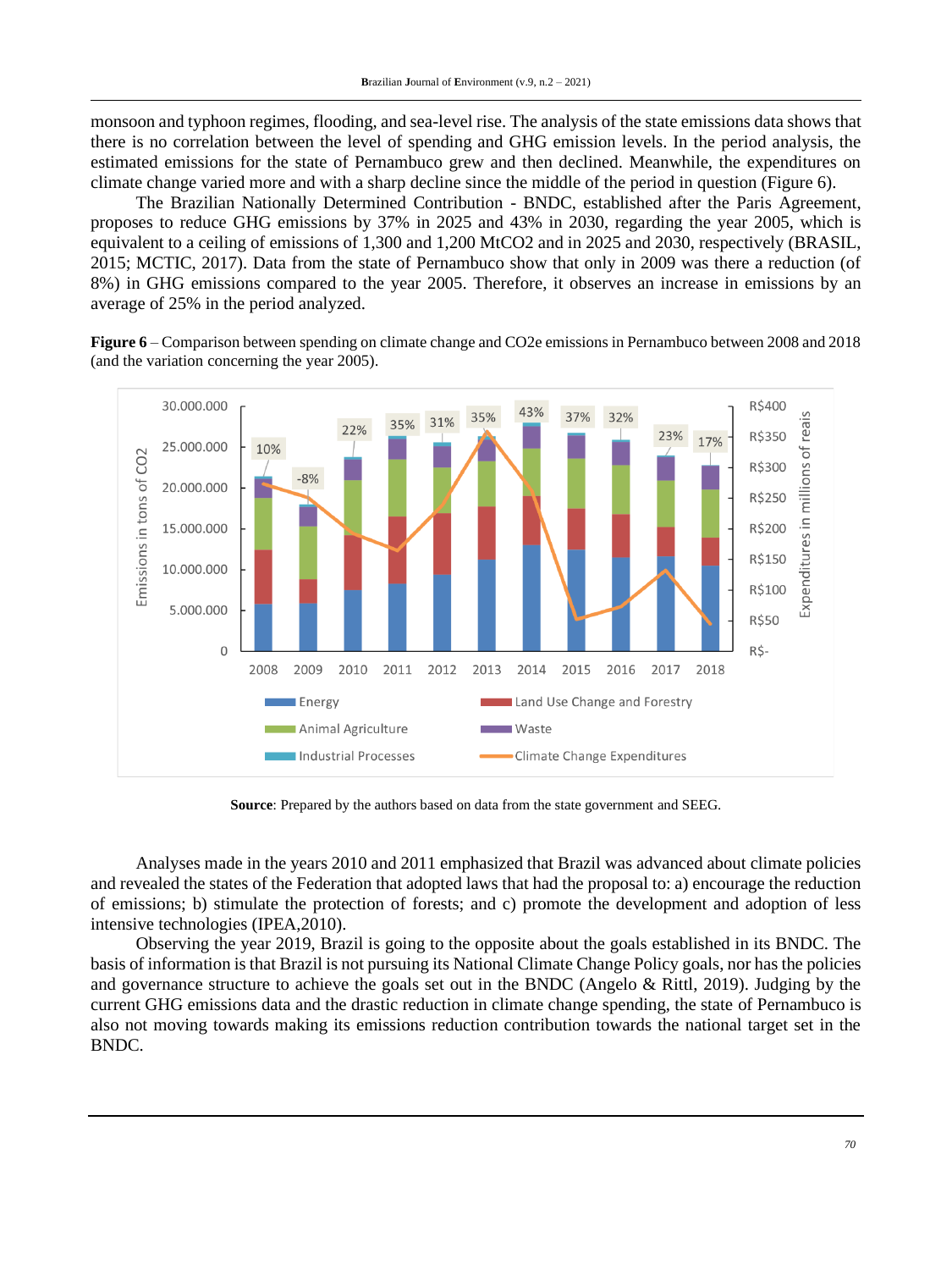monsoon and typhoon regimes, flooding, and sea-level rise. The analysis of the state emissions data shows that there is no correlation between the level of spending and GHG emission levels. In the period analysis, the estimated emissions for the state of Pernambuco grew and then declined. Meanwhile, the expenditures on climate change varied more and with a sharp decline since the middle of the period in question (Figure 6).

The Brazilian Nationally Determined Contribution - BNDC, established after the Paris Agreement, proposes to reduce GHG emissions by 37% in 2025 and 43% in 2030, regarding the year 2005, which is equivalent to a ceiling of emissions of 1,300 and 1,200 $MtCO_2$ in 2025 and 2030, respectively (BRASIL, 2015; MCTIC, 2017). Data from the state of Pernambuco show that only in 2009 was there a reduction (of 8%) in GHG emissions compared to the year 2005. Therefore, it observes an increase in emissions by an average of 25% in the period analyzed.

**Figure 6** – Comparison between spending on climate change and $CO_2e$ emissions in Pernambuco between 2008 and 2018 (and the variation concerning the year 2005).

**Source**: Prepared by the authors based on data from the state government and SEEG.

Analyses made in the years 2010 and 2011 emphasized that Brazil was advanced about climate policies and revealed the states of the Federation that adopted laws that had the proposal to: a) encourage the reduction of emissions; b) stimulate the protection of forests; and c) promote the development and adoption of less intensive technologies (IPEA,2010).

Observing the year 2019, Brazil is going to the opposite about the goals established in its BNDC. The basis of information is that Brazil is not pursuing its National Climate Change Policy goals, nor has the policies and governance structure to achieve the goals set out in the BNDC (Angelo & Rittl, 2019). Judging by the current GHG emissions data and the drastic reduction in climate change spending, the state of Pernambuco is also not moving towards making its emissions reduction contribution towards the national target set in the BNDC.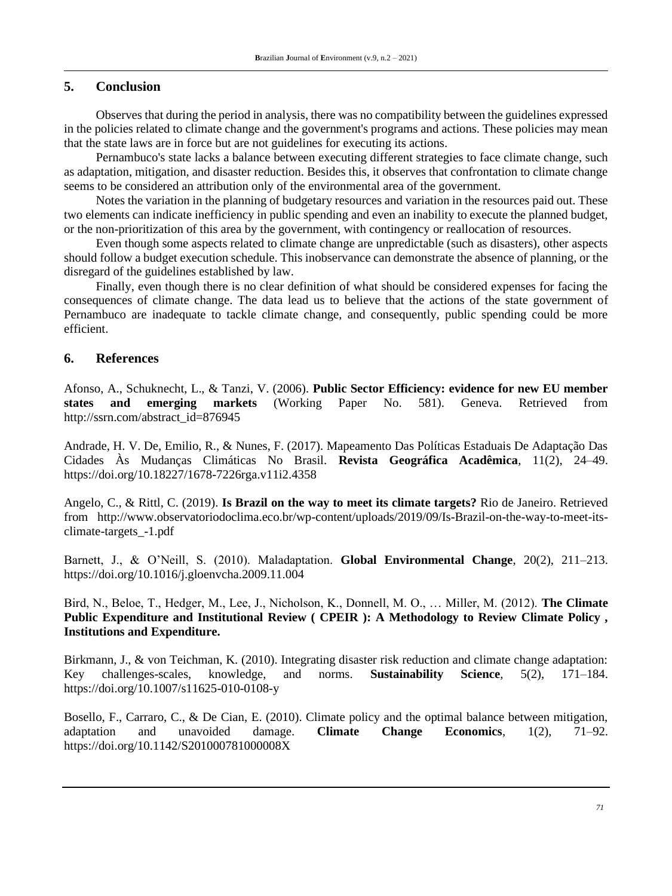## 5. Conclusion

Observes that during the period in analysis, there was no compatibility between the guidelines expressed in the policies related to climate change and the government's programs and actions. These policies may mean that the state laws are in force but are not guidelines for executing its actions.

Pernambuco's state lacks a balance between executing different strategies to face climate change, such as adaptation, mitigation, and disaster reduction. Besides this, it observes that confrontation to climate change seems to be considered an attribution only of the environmental area of the government.

Notes the variation in the planning of budgetary resources and variation in the resources paid out. These two elements can indicate inefficiency in public spending and even an inability to execute the planned budget, or the non-prioritization of this area by the government, with contingency or reallocation of resources.

Even though some aspects related to climate change are unpredictable (such as disasters), other aspects should follow a budget execution schedule. This inobservance can demonstrate the absence of planning, or the disregard of the guidelines established by law.

Finally, even though there is no clear definition of what should be considered expenses for facing the consequences of climate change. The data lead us to believe that the actions of the state government of Pernambuco are inadequate to tackle climate change, and consequently, public spending could be more efficient.

## 6. References

Afonso, A., Schuknecht, L., & Tanzi, V. (2006). **Public Sector Efficiency: evidence for new EU member states and emerging markets** (Working Paper No. 581). Geneva. Retrieved from http://ssrn.com/abstract_id=876945

Andrade, H. V. De, Emilio, R., & Nunes, F. (2017). Mapeamento Das Políticas Estaduais De Adaptação Das Cidades Às Mudanças Climáticas No Brasil. **Revista Geográfica Acadêmica**, 11(2), 24–49. https://doi.org/10.18227/1678-7226rga.v11i2.4358

Angelo, C., & Rittl, C. (2019). **Is Brazil on the way to meet its climate targets?** Rio de Janeiro. Retrieved from http://www.observatoriodoclima.eco.br/wp-content/uploads/2019/09/Is-Brazil-on-the-way-to-meet-its-climate-targets_-1.pdf

Barnett, J., & O'Neill, S. (2010). Maladaptation. **Global Environmental Change**, 20(2), 211–213. https://doi.org/10.1016/j.gloenvcha.2009.11.004

Bird, N., Beloe, T., Hedger, M., Lee, J., Nicholson, K., Donnell, M. O., … Miller, M. (2012). **The Climate Public Expenditure and Institutional Review ( CPEIR ): A Methodology to Review Climate Policy , Institutions and Expenditure.**

Birkmann, J., & von Teichman, K. (2010). Integrating disaster risk reduction and climate change adaptation: Key challenges-scales, knowledge, and norms. **Sustainability Science**, 5(2), 171–184. https://doi.org/10.1007/s11625-010-0108-y

Bosello, F., Carraro, C., & De Cian, E. (2010). Climate policy and the optimal balance between mitigation, adaptation and unavoided damage. **Climate Change Economics**, 1(2), 71–92. https://doi.org/10.1142/S201000781000008X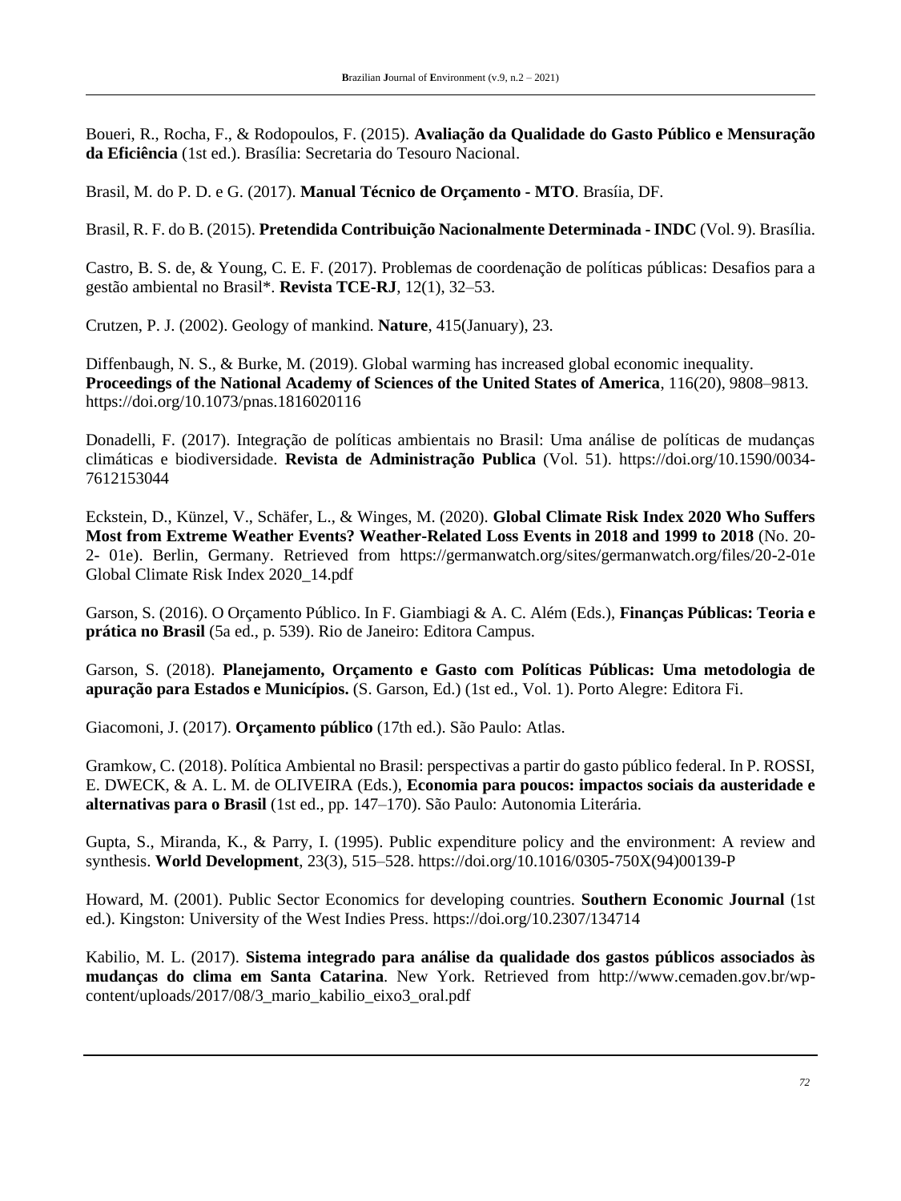Boueri, R., Rocha, F., & Rodopoulos, F. (2015). **Avaliação da Qualidade do Gasto Público e Mensuração da Eficiência** (1st ed.). Brasília: Secretaria do Tesouro Nacional.

Brasil, M. do P. D. e G. (2017). **Manual Técnico de Orçamento - MTO**. Brasíia, DF.

Brasil, R. F. do B. (2015). **Pretendida Contribuição Nacionalmente Determinada - INDC** (Vol. 9). Brasília.

Castro, B. S. de, & Young, C. E. F. (2017). Problemas de coordenação de políticas públicas: Desafios para a gestão ambiental no Brasil*. **Revista TCE-RJ**, 12(1), 32–53.

Crutzen, P. J. (2002). Geology of mankind. **Nature**, 415(January), 23.

Diffenbaugh, N. S., & Burke, M. (2019). Global warming has increased global economic inequality. **Proceedings of the National Academy of Sciences of the United States of America**, 116(20), 9808–9813. https://doi.org/10.1073/pnas.1816020116

Donadelli, F. (2017). Integração de políticas ambientais no Brasil: Uma análise de políticas de mudanças climáticas e biodiversidade. **Revista de Administração Publica** (Vol. 51). https://doi.org/10.1590/0034-7612153044

Eckstein, D., Künzel, V., Schäfer, L., & Winges, M. (2020). **Global Climate Risk Index 2020 Who Suffers Most from Extreme Weather Events? Weather-Related Loss Events in 2018 and 1999 to 2018** (No. 20-2- 01e). Berlin, Germany. Retrieved from https://germanwatch.org/sites/germanwatch.org/files/20-2-01e Global Climate Risk Index 2020_14.pdf

Garson, S. (2016). O Orçamento Público. In F. Giambiagi & A. C. Além (Eds.), **Finanças Públicas: Teoria e prática no Brasil** (5a ed., p. 539). Rio de Janeiro: Editora Campus.

Garson, S. (2018). **Planejamento, Orçamento e Gasto com Políticas Públicas: Uma metodologia de apuração para Estados e Municípios.** (S. Garson, Ed.) (1st ed., Vol. 1). Porto Alegre: Editora Fi.

Giacomoni, J. (2017). **Orçamento público** (17th ed.). São Paulo: Atlas.

Gramkow, C. (2018). Política Ambiental no Brasil: perspectivas a partir do gasto público federal. In P. ROSSI, E. DWECK, & A. L. M. de OLIVEIRA (Eds.), **Economia para poucos: impactos sociais da austeridade e alternativas para o Brasil** (1st ed., pp. 147–170). São Paulo: Autonomia Literária.

Gupta, S., Miranda, K., & Parry, I. (1995). Public expenditure policy and the environment: A review and synthesis. **World Development**, 23(3), 515–528. https://doi.org/10.1016/0305-750X(94)00139-P

Howard, M. (2001). Public Sector Economics for developing countries. **Southern Economic Journal** (1st ed.). Kingston: University of the West Indies Press. https://doi.org/10.2307/134714

Kabilio, M. L. (2017). **Sistema integrado para análise da qualidade dos gastos públicos associados às mudanças do clima em Santa Catarina**. New York. Retrieved from http://www.cemaden.gov.br/wp-content/uploads/2017/08/3_mario_kabilio_eixo3_oral.pdf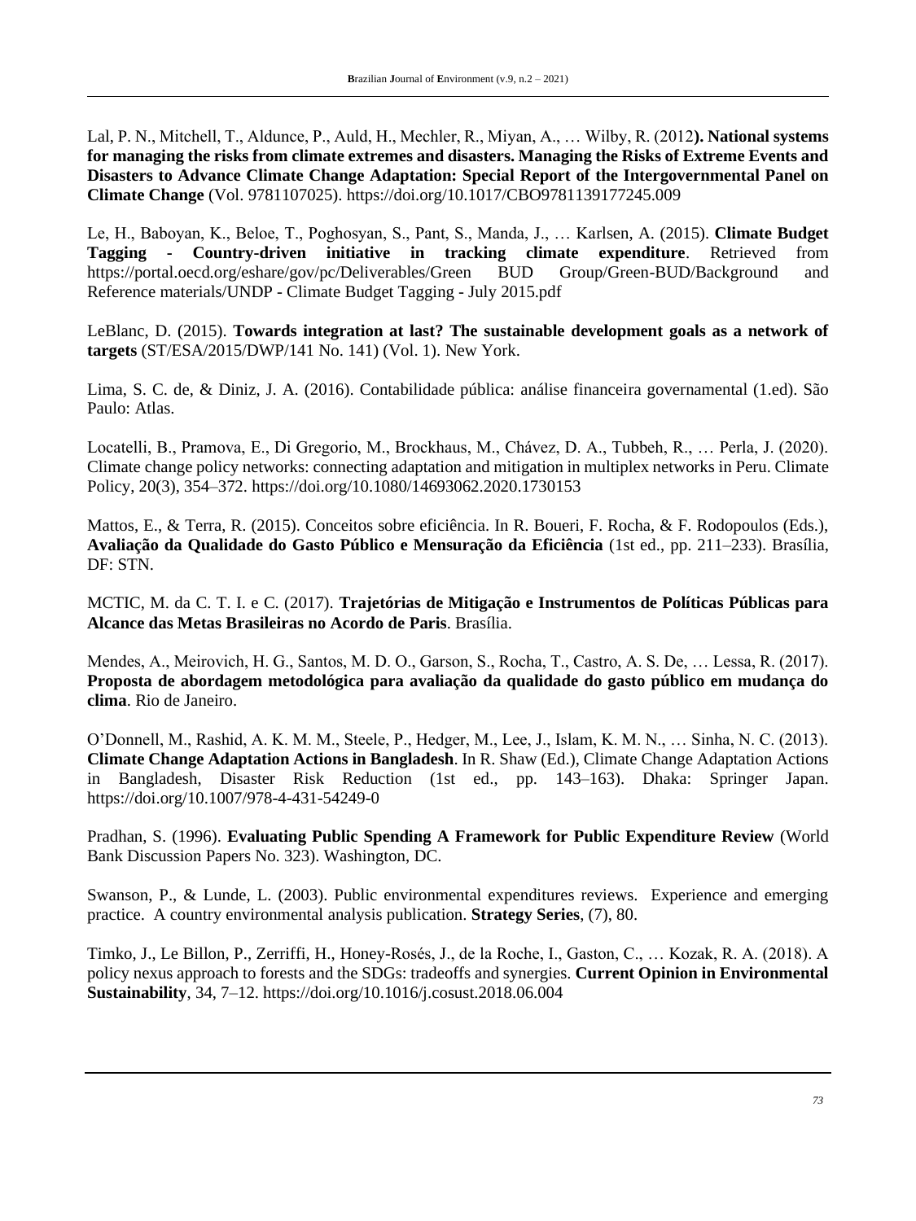Lal, P. N., Mitchell, T., Aldunce, P., Auld, H., Mechler, R., Miyan, A., … Wilby, R. (2012**). National systems for managing the risks from climate extremes and disasters. Managing the Risks of Extreme Events and Disasters to Advance Climate Change Adaptation: Special Report of the Intergovernmental Panel on Climate Change** (Vol. 9781107025). https://doi.org/10.1017/CBO9781139177245.009

Le, H., Baboyan, K., Beloe, T., Poghosyan, S., Pant, S., Manda, J., … Karlsen, A. (2015). **Climate Budget Tagging - Country-driven initiative in tracking climate expenditure**. Retrieved from https://portal.oecd.org/eshare/gov/pc/Deliverables/Green BUD Group/Green-BUD/Background and Reference materials/UNDP - Climate Budget Tagging - July 2015.pdf

LeBlanc, D. (2015). **Towards integration at last? The sustainable development goals as a network of targets** (ST/ESA/2015/DWP/141 No. 141) (Vol. 1). New York.

Lima, S. C. de, & Diniz, J. A. (2016). Contabilidade pública: análise financeira governamental (1.ed). São Paulo: Atlas.

Locatelli, B., Pramova, E., Di Gregorio, M., Brockhaus, M., Chávez, D. A., Tubbeh, R., … Perla, J. (2020). Climate change policy networks: connecting adaptation and mitigation in multiplex networks in Peru. Climate Policy, 20(3), 354–372. https://doi.org/10.1080/14693062.2020.1730153

Mattos, E., & Terra, R. (2015). Conceitos sobre eficiência. In R. Boueri, F. Rocha, & F. Rodopoulos (Eds.), **Avaliação da Qualidade do Gasto Público e Mensuração da Eficiência** (1st ed., pp. 211–233). Brasília, DF: STN.

MCTIC, M. da C. T. I. e C. (2017). **Trajetórias de Mitigação e Instrumentos de Políticas Públicas para Alcance das Metas Brasileiras no Acordo de Paris**. Brasília.

Mendes, A., Meirovich, H. G., Santos, M. D. O., Garson, S., Rocha, T., Castro, A. S. De, … Lessa, R. (2017). **Proposta de abordagem metodológica para avaliação da qualidade do gasto público em mudança do clima**. Rio de Janeiro.

O'Donnell, M., Rashid, A. K. M. M., Steele, P., Hedger, M., Lee, J., Islam, K. M. N., … Sinha, N. C. (2013). **Climate Change Adaptation Actions in Bangladesh**. In R. Shaw (Ed.), Climate Change Adaptation Actions in Bangladesh, Disaster Risk Reduction (1st ed., pp. 143–163). Dhaka: Springer Japan. https://doi.org/10.1007/978-4-431-54249-0

Pradhan, S. (1996). **Evaluating Public Spending A Framework for Public Expenditure Review** (World Bank Discussion Papers No. 323). Washington, DC.

Swanson, P., & Lunde, L. (2003). Public environmental expenditures reviews. Experience and emerging practice. A country environmental analysis publication. **Strategy Series**, (7), 80.

Timko, J., Le Billon, P., Zerriffi, H., Honey-Rosés, J., de la Roche, I., Gaston, C., … Kozak, R. A. (2018). A policy nexus approach to forests and the SDGs: tradeoffs and synergies. **Current Opinion in Environmental Sustainability**, 34, 7–12. https://doi.org/10.1016/j.cosust.2018.06.004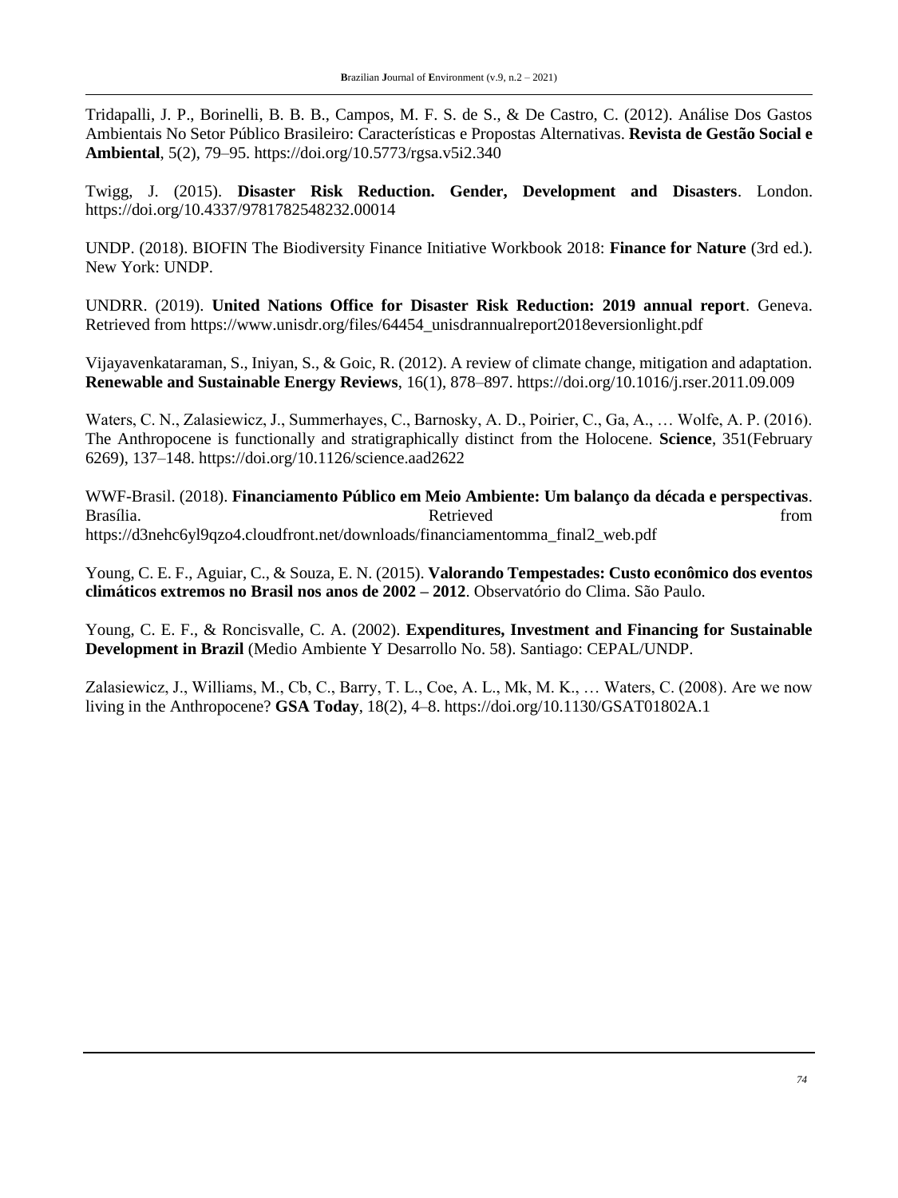Tridapalli, J. P., Borinelli, B. B. B., Campos, M. F. S. de S., & De Castro, C. (2012). Análise Dos Gastos Ambientais No Setor Público Brasileiro: Características e Propostas Alternativas. **Revista de Gestão Social e Ambiental**, 5(2), 79–95. https://doi.org/10.5773/rgsa.v5i2.340

Twigg, J. (2015). **Disaster Risk Reduction. Gender, Development and Disasters**. London. https://doi.org/10.4337/9781782548232.00014

UNDP. (2018). BIOFIN The Biodiversity Finance Initiative Workbook 2018: **Finance for Nature** (3rd ed.). New York: UNDP.

UNDRR. (2019). **United Nations Office for Disaster Risk Reduction: 2019 annual report**. Geneva. Retrieved from https://www.unisdr.org/files/64454_unisdrannualreport2018eversionlight.pdf

Vijayavenkataraman, S., Iniyan, S., & Goic, R. (2012). A review of climate change, mitigation and adaptation. **Renewable and Sustainable Energy Reviews**, 16(1), 878–897. https://doi.org/10.1016/j.rser.2011.09.009

Waters, C. N., Zalasiewicz, J., Summerhayes, C., Barnosky, A. D., Poirier, C., Ga, A., … Wolfe, A. P. (2016). The Anthropocene is functionally and stratigraphically distinct from the Holocene. **Science**, 351(February 6269), 137–148. https://doi.org/10.1126/science.aad2622

WWF-Brasil. (2018). **Financiamento Público em Meio Ambiente: Um balanço da década e perspectivas**. Brasília. Retrieved from https://d3nehc6yl9qzo4.cloudfront.net/downloads/financiamentomma_final2_web.pdf

Young, C. E. F., Aguiar, C., & Souza, E. N. (2015). **Valorando Tempestades: Custo econômico dos eventos climáticos extremos no Brasil nos anos de 2002 – 2012**. Observatório do Clima. São Paulo.

Young, C. E. F., & Roncisvalle, C. A. (2002). **Expenditures, Investment and Financing for Sustainable Development in Brazil** (Medio Ambiente Y Desarrollo No. 58). Santiago: CEPAL/UNDP.

Zalasiewicz, J., Williams, M., Cb, C., Barry, T. L., Coe, A. L., Mk, M. K., … Waters, C. (2008). Are we now living in the Anthropocene? **GSA Today**, 18(2), 4–8. https://doi.org/10.1130/GSAT01802A.1